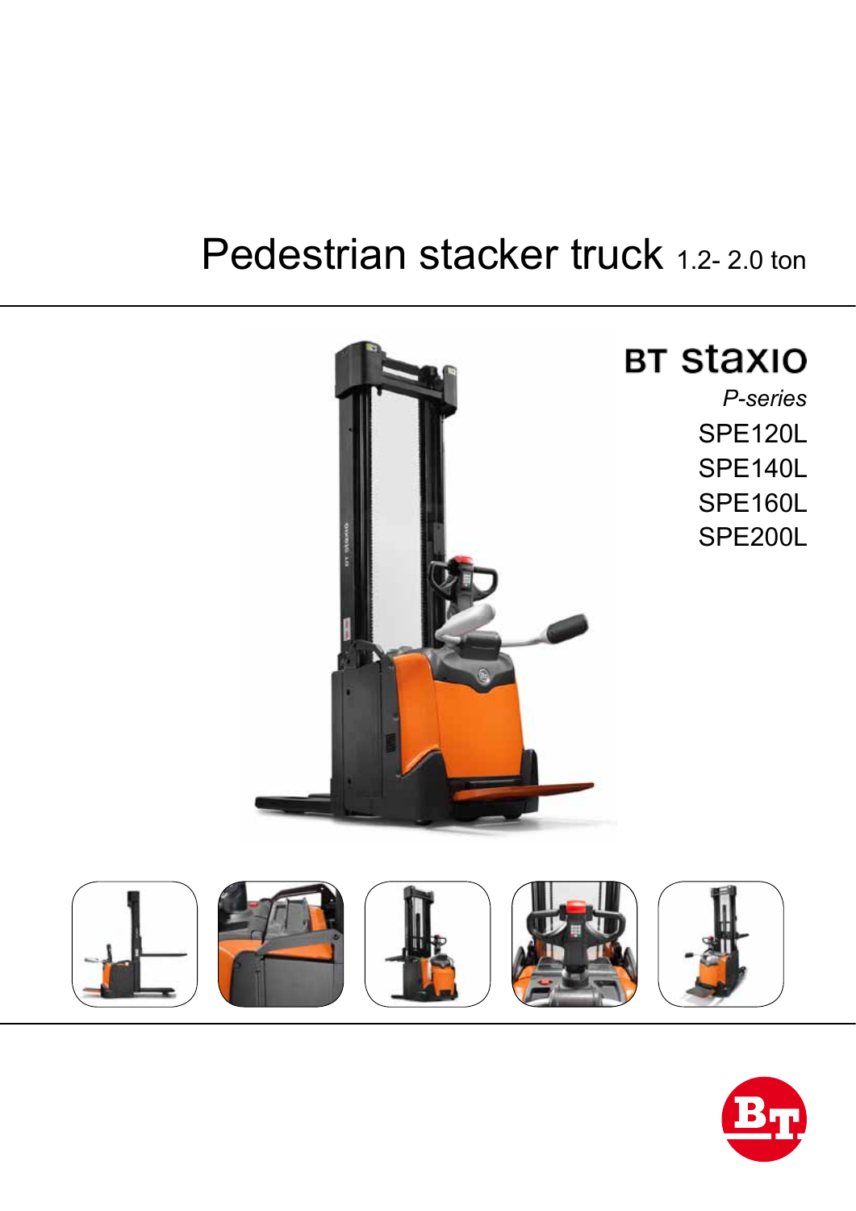# Pedestrian stacker truck 1.2- 2.0 ton

## BT staxio

*P-series*

SPE120L
SPE140L
SPE160L
SPE200L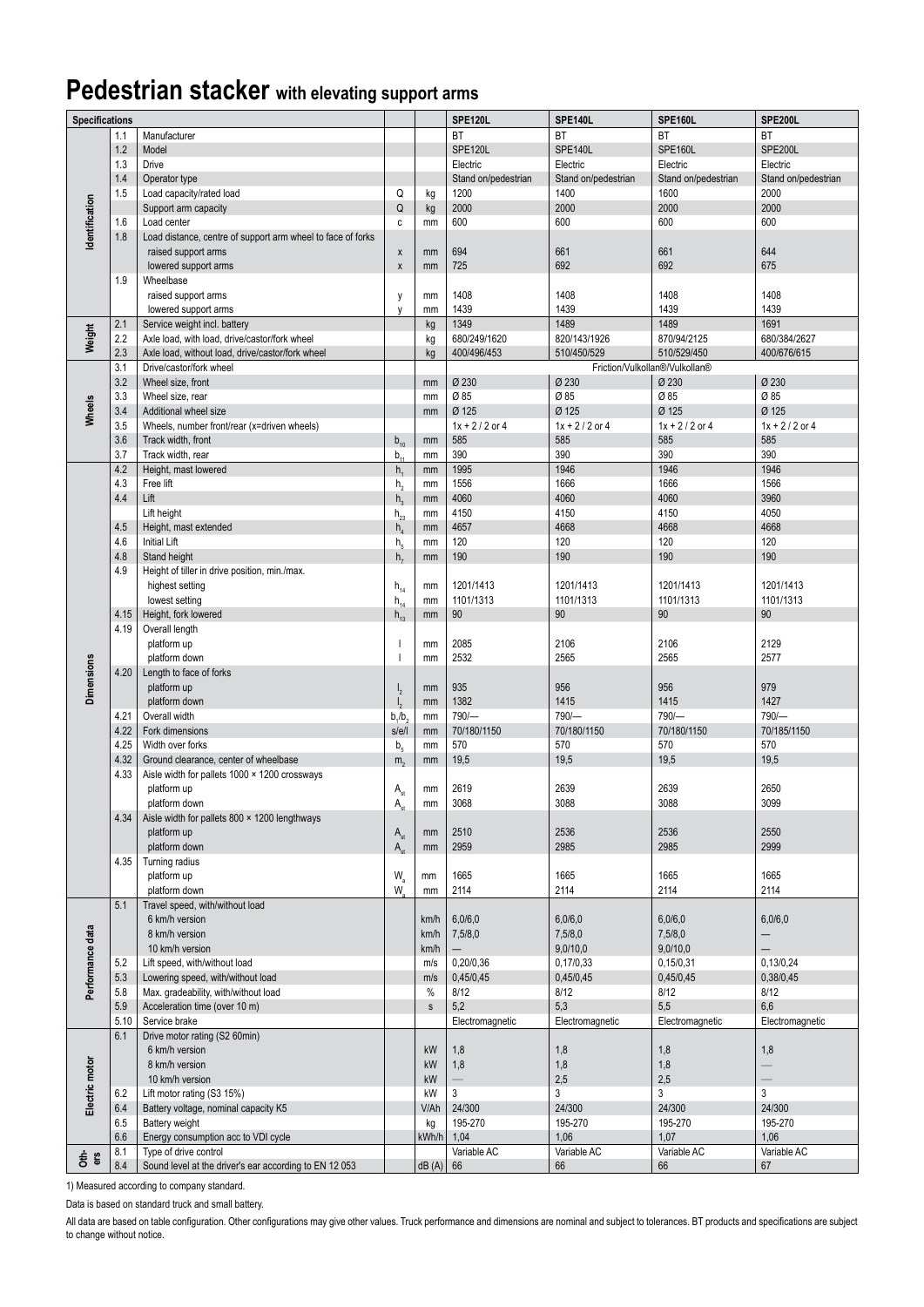# Pedestrian stacker with elevating support arms

| Specifications | | | | | SPE120L | SPE140L | SPE160L | SPE200L |
|---|---|---|---|---|---|---|---|---|
| Identification | 1.1 | Manufacturer | | | BT | BT | BT | BT |
| | 1.2 | Model | | | SPE120L | SPE140L | SPE160L | SPE200L |
| | 1.3 | Drive | | | Electric | Electric | Electric | Electric |
| | 1.4 | Operator type | | | Stand on/pedestrian | Stand on/pedestrian | Stand on/pedestrian | Stand on/pedestrian |
| | 1.5 | Load capacity/rated load | Q | kg | 1200 | 1400 | 1600 | 2000 |
| | | Support arm capacity | Q | kg | 2000 | 2000 | 2000 | 2000 |
| | 1.6 | Load center | c | mm | 600 | 600 | 600 | 600 |
| | 1.8 | Load distance, centre of support arm wheel to face of forks | | | | | | |
| | | raised support arms | x | mm | 694 | 661 | 661 | 644 |
| | | lowered support arms | x | mm | 725 | 692 | 692 | 675 |
| | 1.9 | Wheelbase | | | | | | |
| | | raised support arms | y | mm | 1408 | 1408 | 1408 | 1408 |
| | | lowered support arms | y | mm | 1439 | 1439 | 1439 | 1439 |
| Weight | 2.1 | Service weight incl. battery | | kg | 1349 | 1489 | 1489 | 1691 |
| | 2.2 | Axle load, with load, drive/castor/fork wheel | | kg | 680/249/1620 | 820/143/1926 | 870/94/2125 | 680/384/2627 |
| | 2.3 | Axle load, without load, drive/castor/fork wheel | | kg | 400/496/453 | 510/450/529 | 510/529/450 | 400/676/615 |
| Wheels | 3.1 | Drive/castor/fork wheel | | | Friction/Vulkollan®/Vulkollan® | | | |
| | 3.2 | Wheel size, front | | mm | Ø 230 | Ø 230 | Ø 230 | Ø 230 |
| | 3.3 | Wheel size, rear | | mm | Ø 85 | Ø 85 | Ø 85 | Ø 85 |
| | 3.4 | Additional wheel size | | mm | Ø 125 | Ø 125 | Ø 125 | Ø 125 |
| | 3.5 | Wheels, number front/rear (x=driven wheels) | | | 1x + 2 / 2 or 4 | 1x + 2 / 2 or 4 | 1x + 2 / 2 or 4 | 1x + 2 / 2 or 4 |
| | 3.6 | Track width, front | $b_{10}$ | mm | 585 | 585 | 585 | 585 |
| | 3.7 | Track width, rear | $b_{11}$ | mm | 390 | 390 | 390 | 390 |
| Dimensions | 4.2 | Height, mast lowered | $h_1$ | mm | 1995 | 1946 | 1946 | 1946 |
| | 4.3 | Free lift | $h_2$ | mm | 1556 | 1666 | 1666 | 1566 |
| | 4.4 | Lift | $h_3$ | mm | 4060 | 4060 | 4060 | 3960 |
| | | Lift height | $h_{23}$ | mm | 4150 | 4150 | 4150 | 4050 |
| | 4.5 | Height, mast extended | $h_4$ | mm | 4657 | 4668 | 4668 | 4668 |
| | 4.6 | Initial Lift | $h_5$ | mm | 120 | 120 | 120 | 120 |
| | 4.8 | Stand height | $h_7$ | mm | 190 | 190 | 190 | 190 |
| | 4.9 | Height of tiller in drive position, min./max. | | | | | | |
| | | highest setting | $h_{14}$ | mm | 1201/1413 | 1201/1413 | 1201/1413 | 1201/1413 |
| | | lowest setting | $h_{14}$ | mm | 1101/1313 | 1101/1313 | 1101/1313 | 1101/1313 |
| | 4.15 | Height, fork lowered | $h_{13}$ | mm | 90 | 90 | 90 | 90 |
| | 4.19 | Overall length | | | | | | |
| | | platform up | l | mm | 2085 | 2106 | 2106 | 2129 |
| | | platform down | l | mm | 2532 | 2565 | 2565 | 2577 |
| | 4.20 | Length to face of forks | | | | | | |
| | | platform up | $l_2$ | mm | 935 | 956 | 956 | 979 |
| | | platform down | $l_2$ | mm | 1382 | 1415 | 1415 | 1427 |
| | 4.21 | Overall width | $b_1/b_2$ | mm | 790/— | 790/— | 790/— | 790/— |
| | 4.22 | Fork dimensions | s/e/l | mm | 70/180/1150 | 70/180/1150 | 70/180/1150 | 70/185/1150 |
| | 4.25 | Width over forks | $b_5$ | mm | 570 | 570 | 570 | 570 |
| | 4.32 | Ground clearance, center of wheelbase | $m_2$ | mm | 19,5 | 19,5 | 19,5 | 19,5 |
| | 4.33 | Aisle width for pallets 1000 × 1200 crossways | | | | | | |
| | | platform up | $A_{st}$ | mm | 2619 | 2639 | 2639 | 2650 |
| | | platform down | $A_{st}$ | mm | 3068 | 3088 | 3088 | 3099 |
| | 4.34 | Aisle width for pallets 800 × 1200 lengthways | | | | | | |
| | | platform up | $A_{st}$ | mm | 2510 | 2536 | 2536 | 2550 |
| | | platform down | $A_{st}$ | mm | 2959 | 2985 | 2985 | 2999 |
| | 4.35 | Turning radius | | | | | | |
| | | platform up | $W_a$ | mm | 1665 | 1665 | 1665 | 1665 |
| | | platform down | $W_a$ | mm | 2114 | 2114 | 2114 | 2114 |
| Performance data | 5.1 | Travel speed, with/without load | | | | | | |
| | | 6 km/h version | | km/h | 6,0/6,0 | 6,0/6,0 | 6,0/6,0 | 6,0/6,0 |
| | | 8 km/h version | | km/h | 7,5/8,0 | 7,5/8,0 | 7,5/8,0 | — |
| | | 10 km/h version | | km/h | — | 9,0/10,0 | 9,0/10,0 | — |
| | 5.2 | Lift speed, with/without load | | m/s | 0,20/0,36 | 0,17/0,33 | 0,15/0,31 | 0,13/0,24 |
| | 5.3 | Lowering speed, with/without load | | m/s | 0,45/0,45 | 0,45/0,45 | 0,45/0,45 | 0,38/0,45 |
| | 5.8 | Max. gradeability, with/without load | | % | 8/12 | 8/12 | 8/12 | 8/12 |
| | 5.9 | Acceleration time (over 10 m) | | s | 5,2 | 5,3 | 5,5 | 6,6 |
| | 5.10 | Service brake | | | Electromagnetic | Electromagnetic | Electromagnetic | Electromagnetic |
| Electric motor | 6.1 | Drive motor rating (S2 60min) | | | | | | |
| | | 6 km/h version | | kW | 1,8 | 1,8 | 1,8 | 1,8 |
| | | 8 km/h version | | kW | 1,8 | 1,8 | 1,8 | — |
| | | 10 km/h version | | kW | — | 2,5 | 2,5 | — |
| | 6.2 | Lift motor rating (S3 15%) | | kW | 3 | 3 | 3 | 3 |
| | 6.4 | Battery voltage, nominal capacity K5 | | V/Ah | 24/300 | 24/300 | 24/300 | 24/300 |
| | 6.5 | Battery weight | | kg | 195-270 | 195-270 | 195-270 | 195-270 |
| | 6.6 | Energy consumption acc to VDI cycle | | kWh/h | 1,04 | 1,06 | 1,07 | 1,06 |
| Others | 8.1 | Type of drive control | | | Variable AC | Variable AC | Variable AC | Variable AC |
| | 8.4 | Sound level at the driver's ear according to EN 12 053 | | dB (A) | 66 | 66 | 66 | 67 |

1) Measured according to company standard.

Data is based on standard truck and small battery.

All data are based on table configuration. Other configurations may give other values. Truck performance and dimensions are nominal and subject to tolerances. BT products and specifications are subject to change without notice.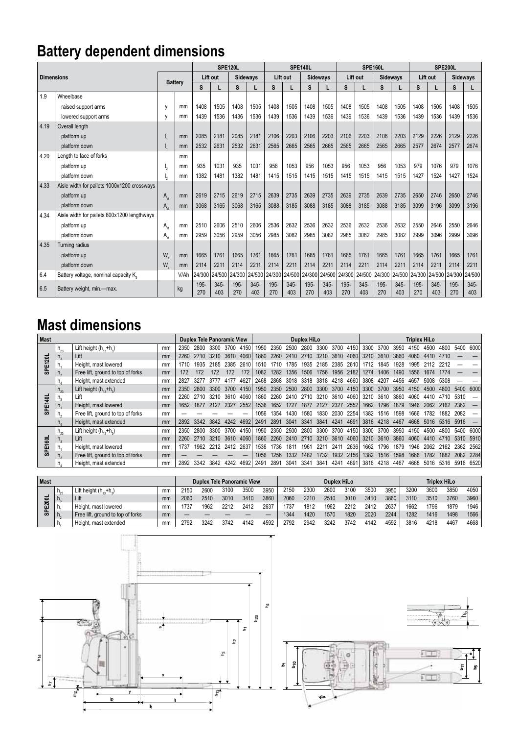# Battery dependent dimensions

| Dimensions | | Battery | | SPE120L | | | | SPE140L | | | | SPE160L | | | | SPE200L | | | |
|---|---|---|---|---|---|---|---|---|---|---|---|---|---|---|---|---|---|---|---|
| | | | | Lift out | | Sideways | | Lift out | | Sideways | | Lift out | | Sideways | | Lift out | | Sideways | |
| | | | | S | L | S | L | S | L | S | L | S | L | S | L | S | L | S | L |
| 1.9 | Wheelbase | | | | | | | | | | | | | | | | | | |
| | raised support arms | y | mm | 1408 | 1505 | 1408 | 1505 | 1408 | 1505 | 1408 | 1505 | 1408 | 1505 | 1408 | 1505 | 1408 | 1505 | 1408 | 1505 |
| | lowered support arms | y | mm | 1439 | 1536 | 1436 | 1536 | 1439 | 1536 | 1439 | 1536 | 1439 | 1536 | 1439 | 1536 | 1439 | 1536 | 1439 | 1536 |
| 4.19 | Overall length | | | | | | | | | | | | | | | | | | |
| | platform up | $l_1$ | mm | 2085 | 2181 | 2085 | 2181 | 2106 | 2203 | 2106 | 2203 | 2106 | 2203 | 2106 | 2203 | 2129 | 2226 | 2129 | 2226 |
| | platform down | $l_1$ | mm | 2532 | 2631 | 2532 | 2631 | 2565 | 2665 | 2565 | 2665 | 2565 | 2665 | 2565 | 2665 | 2577 | 2674 | 2577 | 2674 |
| 4.20 | Length to face of forks | | mm | | | | | | | | | | | | | | | | |
| | platform up | $l_2$ | mm | 935 | 1031 | 935 | 1031 | 956 | 1053 | 956 | 1053 | 956 | 1053 | 956 | 1053 | 979 | 1076 | 979 | 1076 |
| | platform down | $l_2$ | mm | 1382 | 1481 | 1382 | 1481 | 1415 | 1515 | 1415 | 1515 | 1415 | 1515 | 1415 | 1515 | 1427 | 1524 | 1427 | 1524 |
| 4.33 | Aisle width for pallets 1000x1200 crossways | | | | | | | | | | | | | | | | | | |
| | platform up | $A_{st}$ | mm | 2619 | 2715 | 2619 | 2715 | 2639 | 2735 | 2639 | 2735 | 2639 | 2735 | 2639 | 2735 | 2650 | 2746 | 2650 | 2746 |
| | platform down | $A_{st}$ | mm | 3068 | 3165 | 3068 | 3165 | 3088 | 3185 | 3088 | 3185 | 3088 | 3185 | 3088 | 3185 | 3099 | 3196 | 3099 | 3196 |
| 4.34 | Aisle width for pallets 800x1200 lengthways | | | | | | | | | | | | | | | | | | |
| | platform up | $A_{st}$ | mm | 2510 | 2606 | 2510 | 2606 | 2536 | 2632 | 2536 | 2632 | 2536 | 2632 | 2536 | 2632 | 2550 | 2646 | 2550 | 2646 |
| | platform down | $A_{st}$ | mm | 2959 | 3056 | 2959 | 3056 | 2985 | 3082 | 2985 | 3082 | 2985 | 3082 | 2985 | 3082 | 2999 | 3096 | 2999 | 3096 |
| 4.35 | Turning radius | | | | | | | | | | | | | | | | | | |
| | platform up | $W_a$ | mm | 1665 | 1761 | 1665 | 1761 | 1665 | 1761 | 1665 | 1761 | 1665 | 1761 | 1665 | 1761 | 1665 | 1761 | 1665 | 1761 |
| | platform down | $W_a$ | mm | 2114 | 2211 | 2114 | 2211 | 2114 | 2211 | 2114 | 2211 | 2114 | 2211 | 2114 | 2211 | 2114 | 2211 | 2114 | 2211 |
| 6.4 | Battery voltage, nominal capacity $K_5$ | | V/Ah | 24/300 | 24/500 | 24/300 | 24/500 | 24/300 | 24/500 | 24/300 | 24/500 | 24/300 | 24/500 | 24/300 | 24/500 | 24/300 | 24/500 | 24/300 | 24/500 |
| 6.5 | Battery weight, min.—max. | | kg | 195-270 | 345-403 | 195-270 | 345-403 | 195-270 | 345-403 | 195-270 | 345-403 | 195-270 | 345-403 | 195-270 | 345-403 | 195-270 | 345-403 | 195-270 | 345-403 |

# Mast dimensions

| Mast | | | | Duplex Tele Panoramic View | | | | | Duplex HiLo | | | | | | | Triplex HiLo | | | | | | | |
|---|---|---|---|---|---|---|---|---|---|---|---|---|---|---|---|---|---|---|---|---|---|---|---|
| SPE120L | $h_{23}$ | Lift height ($h_{13}+h_3$) | mm | 2350 | 2800 | 3300 | 3700 | 4150 | 1950 | 2350 | 2500 | 2800 | 3300 | 3700 | 4150 | 3300 | 3700 | 3950 | 4150 | 4500 | 4800 | 5400 | 6000 |
| | $h_3$ | Lift | mm | 2260 | 2710 | 3210 | 3610 | 4060 | 1860 | 2260 | 2410 | 2710 | 3210 | 3610 | 4060 | 3210 | 3610 | 3860 | 4060 | 4410 | 4710 | — | — |
| | $h_1$ | Height, mast lowered | mm | 1710 | 1935 | 2185 | 2385 | 2610 | 1510 | 1710 | 1785 | 1935 | 2185 | 2385 | 2610 | 1712 | 1845 | 1928 | 1995 | 2112 | 2212 | — | — |
| | $h_2$ | Free lift, ground to top of forks | mm | 172 | 172 | 172 | 172 | 172 | 1082 | 1282 | 1356 | 1506 | 1756 | 1956 | 2182 | 1274 | 1406 | 1490 | 1556 | 1674 | 1774 | — | — |
| | $h_4$ | Height, mast extended | mm | 2827 | 3277 | 3777 | 4177 | 4627 | 2468 | 2868 | 3018 | 3318 | 3818 | 4218 | 4660 | 3808 | 4207 | 4456 | 4657 | 5008 | 5308 | — | — |
| SPE140L | $h_{23}$ | Lift height ($h_{13}+h_3$) | mm | 2350 | 2800 | 3300 | 3700 | 4150 | 1950 | 2350 | 2500 | 2800 | 3300 | 3700 | 4150 | 3300 | 3700 | 3950 | 4150 | 4500 | 4800 | 5400 | 6000 |
| | $h_3$ | Lift | mm | 2260 | 2710 | 3210 | 3610 | 4060 | 1860 | 2260 | 2410 | 2710 | 3210 | 3610 | 4060 | 3210 | 3610 | 3860 | 4060 | 4410 | 4710 | 5310 | — |
| | $h_1$ | Height, mast lowered | mm | 1652 | 1877 | 2127 | 2327 | 2552 | 1536 | 1652 | 1727 | 1877 | 2127 | 2327 | 2552 | 1662 | 1796 | 1879 | 1946 | 2062 | 2162 | 2362 | — |
| | $h_2$ | Free lift, ground to top of forks | mm | — | — | — | — | — | 1056 | 1354 | 1430 | 1580 | 1830 | 2030 | 2254 | 1382 | 1516 | 1598 | 1666 | 1782 | 1882 | 2082 | — |
| | $h_4$ | Height, mast extended | mm | 2892 | 3342 | 3842 | 4242 | 4692 | 2491 | 2891 | 3041 | 3341 | 3841 | 4241 | 4691 | 3816 | 4218 | 4467 | 4668 | 5016 | 5316 | 5916 | — |
| SPE160L | $h_{23}$ | Lift height ($h_{13}+h_3$) | mm | 2350 | 2800 | 3300 | 3700 | 4150 | 1950 | 2350 | 2500 | 2800 | 3300 | 3700 | 4150 | 3300 | 3700 | 3950 | 4150 | 4500 | 4800 | 5400 | 6000 |
| | $h_3$ | Lift | mm | 2260 | 2710 | 3210 | 3610 | 4060 | 1860 | 2260 | 2410 | 2710 | 3210 | 3610 | 4060 | 3210 | 3610 | 3860 | 4060 | 4410 | 4710 | 5310 | 5910 |
| | $h_1$ | Height, mast lowered | mm | 1737 | 1962 | 2212 | 2412 | 2637 | 1536 | 1736 | 1811 | 1961 | 2211 | 2411 | 2636 | 1662 | 1796 | 1879 | 1946 | 2062 | 2162 | 2362 | 2562 |
| | $h_2$ | Free lift, ground to top of forks | mm | — | — | — | — | — | 1056 | 1256 | 1332 | 1482 | 1732 | 1932 | 2156 | 1382 | 1516 | 1598 | 1666 | 1782 | 1882 | 2082 | 2284 |
| | $h_4$ | Height, mast extended | mm | 2892 | 3342 | 3842 | 4242 | 4692 | 2491 | 2891 | 3041 | 3341 | 3841 | 4241 | 4691 | 3816 | 4218 | 4467 | 4668 | 5016 | 5316 | 5916 | 6520 |

| Mast | | | | Duplex Tele Panoramic View | | | | | Duplex HiLo | | | | | | Triplex HiLo | | | |
|---|---|---|---|---|---|---|---|---|---|---|---|---|---|---|---|---|---|---|
| SPE200L | $h_{23}$ | Lift height ($h_{13}+h_3$) | mm | 2150 | 2600 | 3100 | 3500 | 3950 | 2150 | 2300 | 2600 | 3100 | 3500 | 3950 | 3200 | 3600 | 3850 | 4050 |
| | $h_3$ | Lift | mm | 2060 | 2510 | 3010 | 3410 | 3860 | 2060 | 2210 | 2510 | 3010 | 3410 | 3860 | 3110 | 3510 | 3760 | 3960 |
| | $h_1$ | Height, mast lowered | mm | 1737 | 1962 | 2212 | 2412 | 2637 | 1737 | 1812 | 1962 | 2212 | 2412 | 2637 | 1662 | 1796 | 1879 | 1946 |
| | $h_2$ | Free lift, ground to top of forks | mm | — | — | — | — | — | 1344 | 1420 | 1570 | 1820 | 2020 | 2244 | 1282 | 1416 | 1498 | 1566 |
| | $h_4$ | Height, mast extended | mm | 2792 | 3242 | 3742 | 4142 | 4592 | 2792 | 2942 | 3242 | 3742 | 4142 | 4592 | 3816 | 4218 | 4467 | 4668 |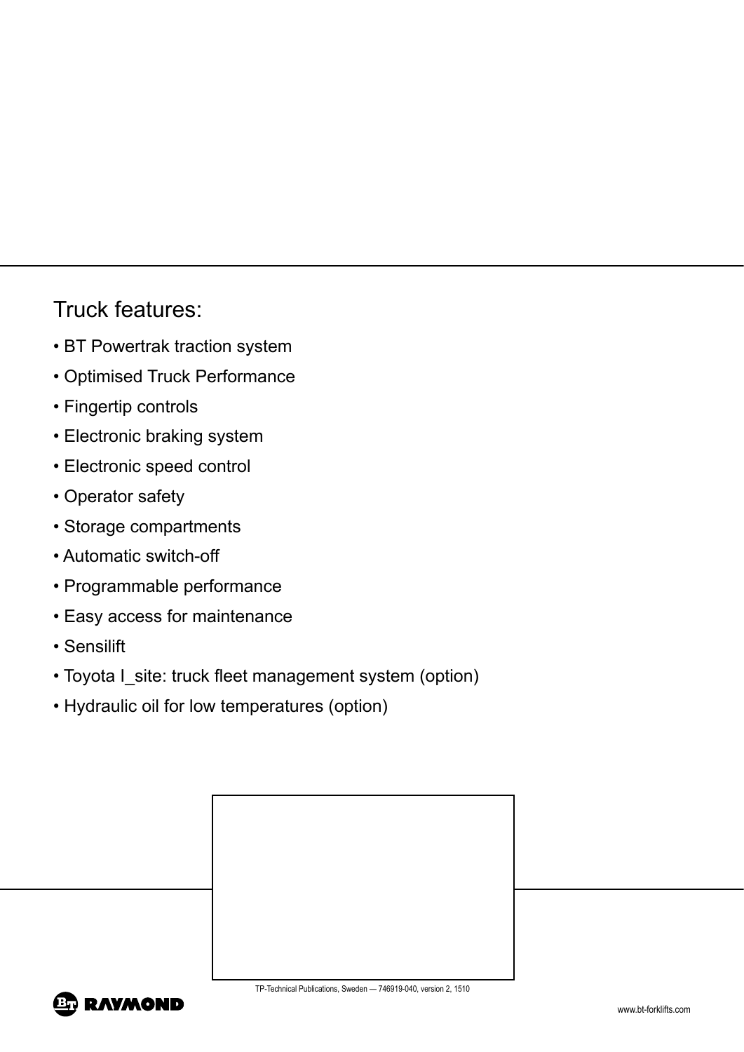## Truck features:

- BT Powertrak traction system
- Optimised Truck Performance
- Fingertip controls
- Electronic braking system
- Electronic speed control
- Operator safety
- Storage compartments
- Automatic switch-off
- Programmable performance
- Easy access for maintenance
- Sensilift
- Toyota I_site: truck fleet management system (option)
- Hydraulic oil for low temperatures (option)

TP-Technical Publications, Sweden — 746919-040, version 2, 1510

BT RAYMOND

www.bt-forklifts.com